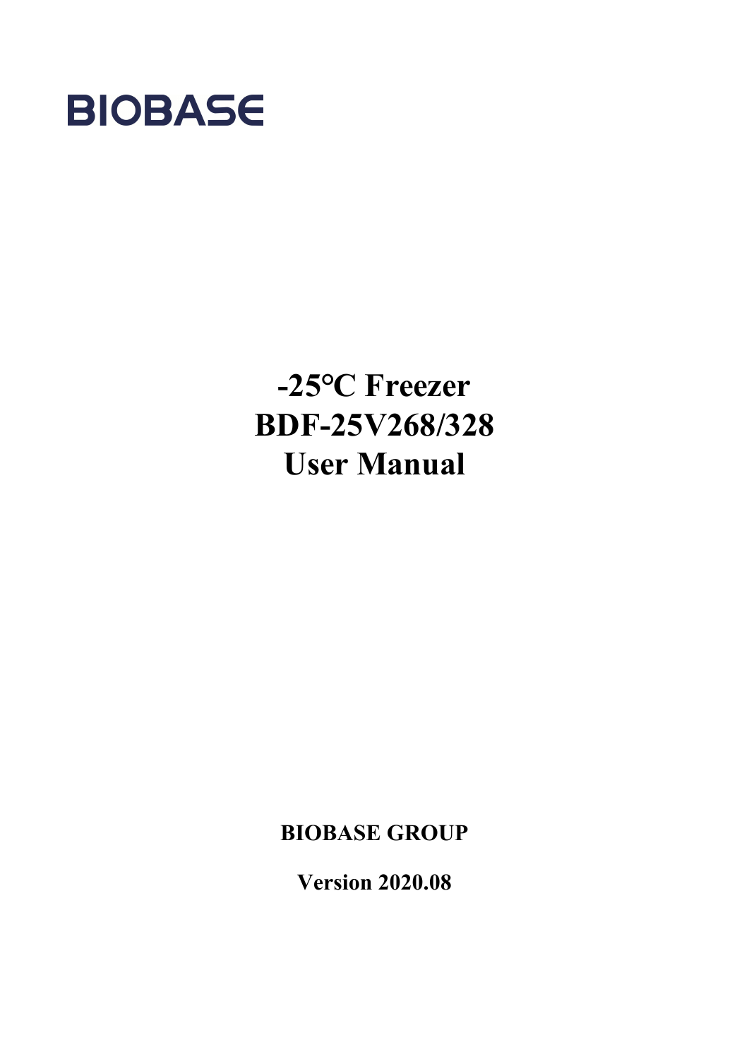BIOBASE

# -25°C Freezer
# BDF-25V268/328
# User Manual

**BIOBASE GROUP**

**Version 2020.08**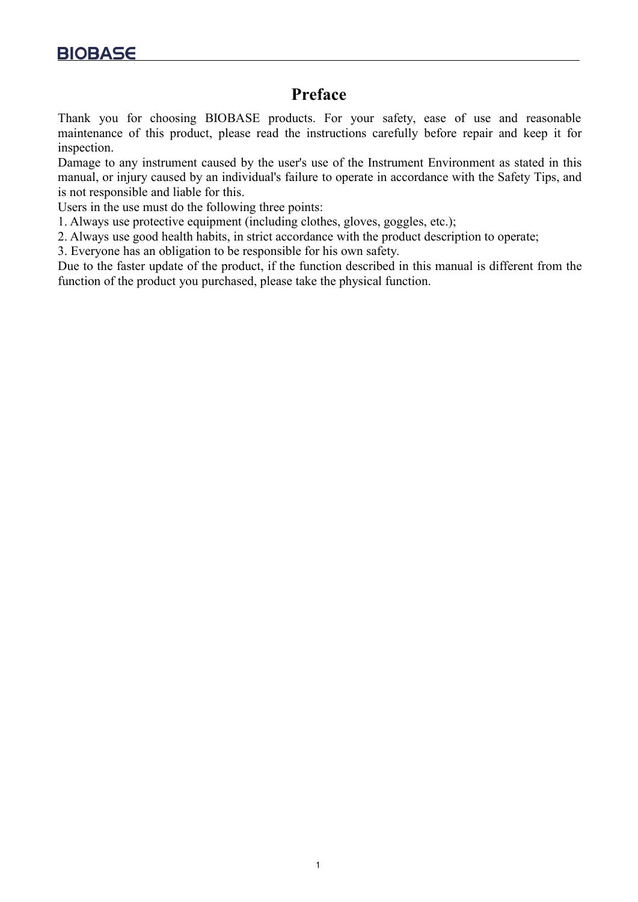# Preface

Thank you for choosing BIOBASE products. For your safety, ease of use and reasonable maintenance of this product, please read the instructions carefully before repair and keep it for inspection.

Damage to any instrument caused by the user's use of the Instrument Environment as stated in this manual, or injury caused by an individual's failure to operate in accordance with the Safety Tips, and is not responsible and liable for this.

Users in the use must do the following three points:

1. Always use protective equipment (including clothes, gloves, goggles, etc.);
2. Always use good health habits, in strict accordance with the product description to operate;
3. Everyone has an obligation to be responsible for his own safety.

Due to the faster update of the product, if the function described in this manual is different from the function of the product you purchased, please take the physical function.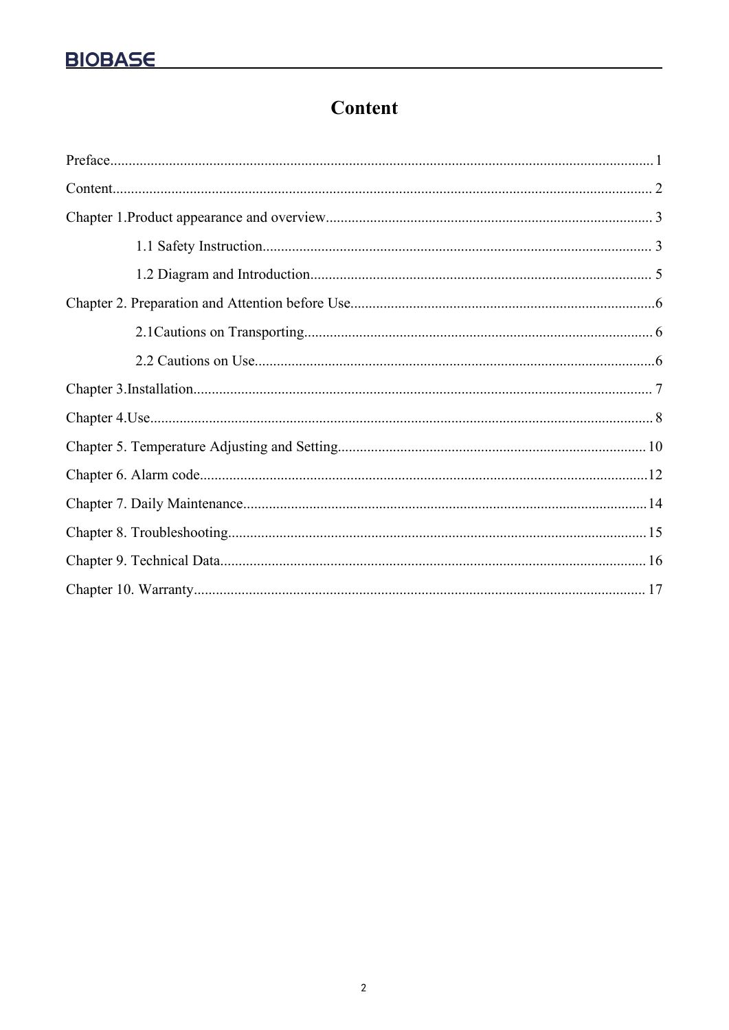# Content

Preface......................................................................................................................................1

Content......................................................................................................................................2

Chapter 1.Product appearance and overview.............................................................................3

1.1 Safety Instruction..........................................................................................................3

1.2 Diagram and Introduction.............................................................................................5

Chapter 2. Preparation and Attention before Use.......................................................................6

2.1Cautions on Transporting...............................................................................................6

2.2 Cautions on Use............................................................................................................6

Chapter 3.Installation..................................................................................................................7

Chapter 4.Use.............................................................................................................................8

Chapter 5. Temperature Adjusting and Setting.........................................................................10

Chapter 6. Alarm code..............................................................................................................12

Chapter 7. Daily Maintenance...................................................................................................14

Chapter 8. Troubleshooting.......................................................................................................15

Chapter 9. Technical Data.........................................................................................................16

Chapter 10. Warranty................................................................................................................17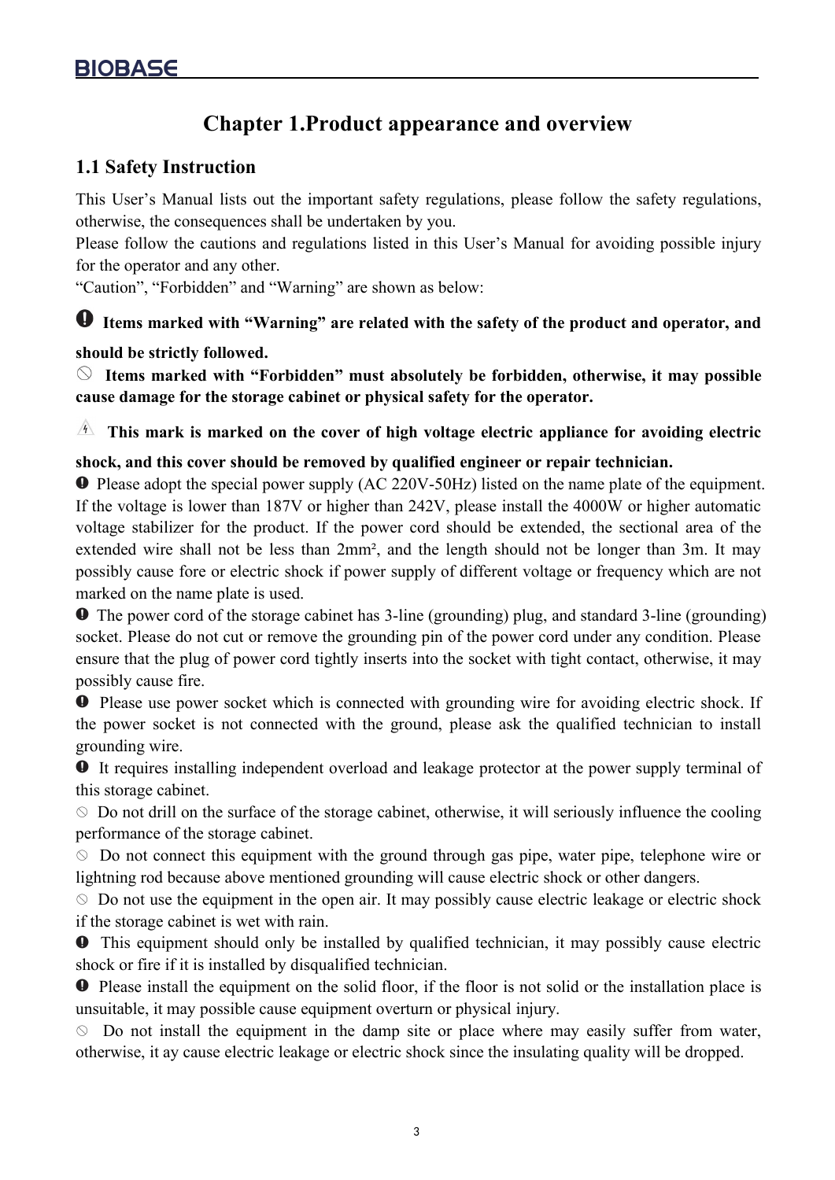# Chapter 1.Product appearance and overview

## 1.1 Safety Instruction

This User's Manual lists out the important safety regulations, please follow the safety regulations, otherwise, the consequences shall be undertaken by you.

Please follow the cautions and regulations listed in this User's Manual for avoiding possible injury for the operator and any other.

"Caution", "Forbidden" and "Warning" are shown as below:

❶ **Items marked with "Warning" are related with the safety of the product and operator, and should be strictly followed.**

⦸ **Items marked with "Forbidden" must absolutely be forbidden, otherwise, it may possible cause damage for the storage cabinet or physical safety for the operator.**

⚠ **This mark is marked on the cover of high voltage electric appliance for avoiding electric shock, and this cover should be removed by qualified engineer or repair technician.**

❶ Please adopt the special power supply (AC 220V-50Hz) listed on the name plate of the equipment. If the voltage is lower than 187V or higher than 242V, please install the 4000W or higher automatic voltage stabilizer for the product. If the power cord should be extended, the sectional area of the extended wire shall not be less than 2mm², and the length should not be longer than 3m. It may possibly cause fore or electric shock if power supply of different voltage or frequency which are not marked on the name plate is used.

❶ The power cord of the storage cabinet has 3-line (grounding) plug, and standard 3-line (grounding) socket. Please do not cut or remove the grounding pin of the power cord under any condition. Please ensure that the plug of power cord tightly inserts into the socket with tight contact, otherwise, it may possibly cause fire.

❶ Please use power socket which is connected with grounding wire for avoiding electric shock. If the power socket is not connected with the ground, please ask the qualified technician to install grounding wire.

❶ It requires installing independent overload and leakage protector at the power supply terminal of this storage cabinet.

⦸ Do not drill on the surface of the storage cabinet, otherwise, it will seriously influence the cooling performance of the storage cabinet.

⦸ Do not connect this equipment with the ground through gas pipe, water pipe, telephone wire or lightning rod because above mentioned grounding will cause electric shock or other dangers.

⦸ Do not use the equipment in the open air. It may possibly cause electric leakage or electric shock if the storage cabinet is wet with rain.

❶ This equipment should only be installed by qualified technician, it may possibly cause electric shock or fire if it is installed by disqualified technician.

❶ Please install the equipment on the solid floor, if the floor is not solid or the installation place is unsuitable, it may possible cause equipment overturn or physical injury.

⦸ Do not install the equipment in the damp site or place where may easily suffer from water, otherwise, it ay cause electric leakage or electric shock since the insulating quality will be dropped.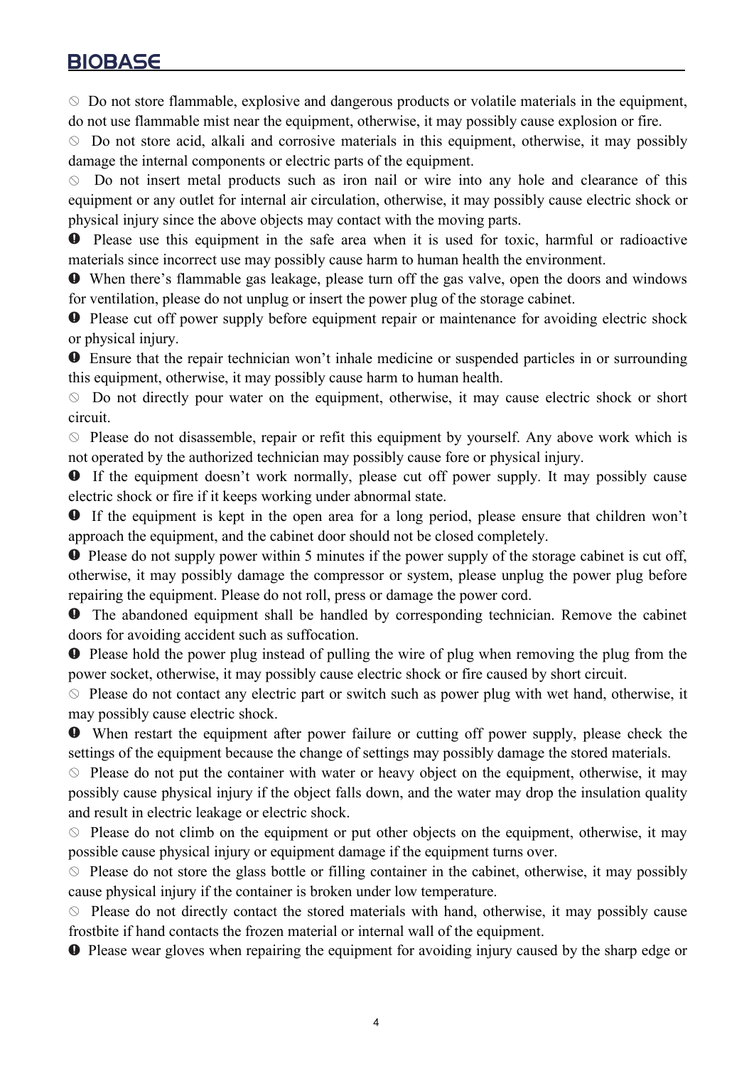⦸ Do not store flammable, explosive and dangerous products or volatile materials in the equipment, do not use flammable mist near the equipment, otherwise, it may possibly cause explosion or fire.

⦸ Do not store acid, alkali and corrosive materials in this equipment, otherwise, it may possibly damage the internal components or electric parts of the equipment.

⦸ Do not insert metal products such as iron nail or wire into any hole and clearance of this equipment or any outlet for internal air circulation, otherwise, it may possibly cause electric shock or physical injury since the above objects may contact with the moving parts.

❶ Please use this equipment in the safe area when it is used for toxic, harmful or radioactive materials since incorrect use may possibly cause harm to human health the environment.

❶ When there's flammable gas leakage, please turn off the gas valve, open the doors and windows for ventilation, please do not unplug or insert the power plug of the storage cabinet.

❶ Please cut off power supply before equipment repair or maintenance for avoiding electric shock or physical injury.

❶ Ensure that the repair technician won't inhale medicine or suspended particles in or surrounding this equipment, otherwise, it may possibly cause harm to human health.

⦸ Do not directly pour water on the equipment, otherwise, it may cause electric shock or short circuit.

⦸ Please do not disassemble, repair or refit this equipment by yourself. Any above work which is not operated by the authorized technician may possibly cause fore or physical injury.

❶ If the equipment doesn't work normally, please cut off power supply. It may possibly cause electric shock or fire if it keeps working under abnormal state.

❶ If the equipment is kept in the open area for a long period, please ensure that children won't approach the equipment, and the cabinet door should not be closed completely.

❶ Please do not supply power within 5 minutes if the power supply of the storage cabinet is cut off, otherwise, it may possibly damage the compressor or system, please unplug the power plug before repairing the equipment. Please do not roll, press or damage the power cord.

❶ The abandoned equipment shall be handled by corresponding technician. Remove the cabinet doors for avoiding accident such as suffocation.

❶ Please hold the power plug instead of pulling the wire of plug when removing the plug from the power socket, otherwise, it may possibly cause electric shock or fire caused by short circuit.

⦸ Please do not contact any electric part or switch such as power plug with wet hand, otherwise, it may possibly cause electric shock.

❶ When restart the equipment after power failure or cutting off power supply, please check the settings of the equipment because the change of settings may possibly damage the stored materials.

⦸ Please do not put the container with water or heavy object on the equipment, otherwise, it may possibly cause physical injury if the object falls down, and the water may drop the insulation quality and result in electric leakage or electric shock.

⦸ Please do not climb on the equipment or put other objects on the equipment, otherwise, it may possible cause physical injury or equipment damage if the equipment turns over.

⦸ Please do not store the glass bottle or filling container in the cabinet, otherwise, it may possibly cause physical injury if the container is broken under low temperature.

⦸ Please do not directly contact the stored materials with hand, otherwise, it may possibly cause frostbite if hand contacts the frozen material or internal wall of the equipment.

❶ Please wear gloves when repairing the equipment for avoiding injury caused by the sharp edge or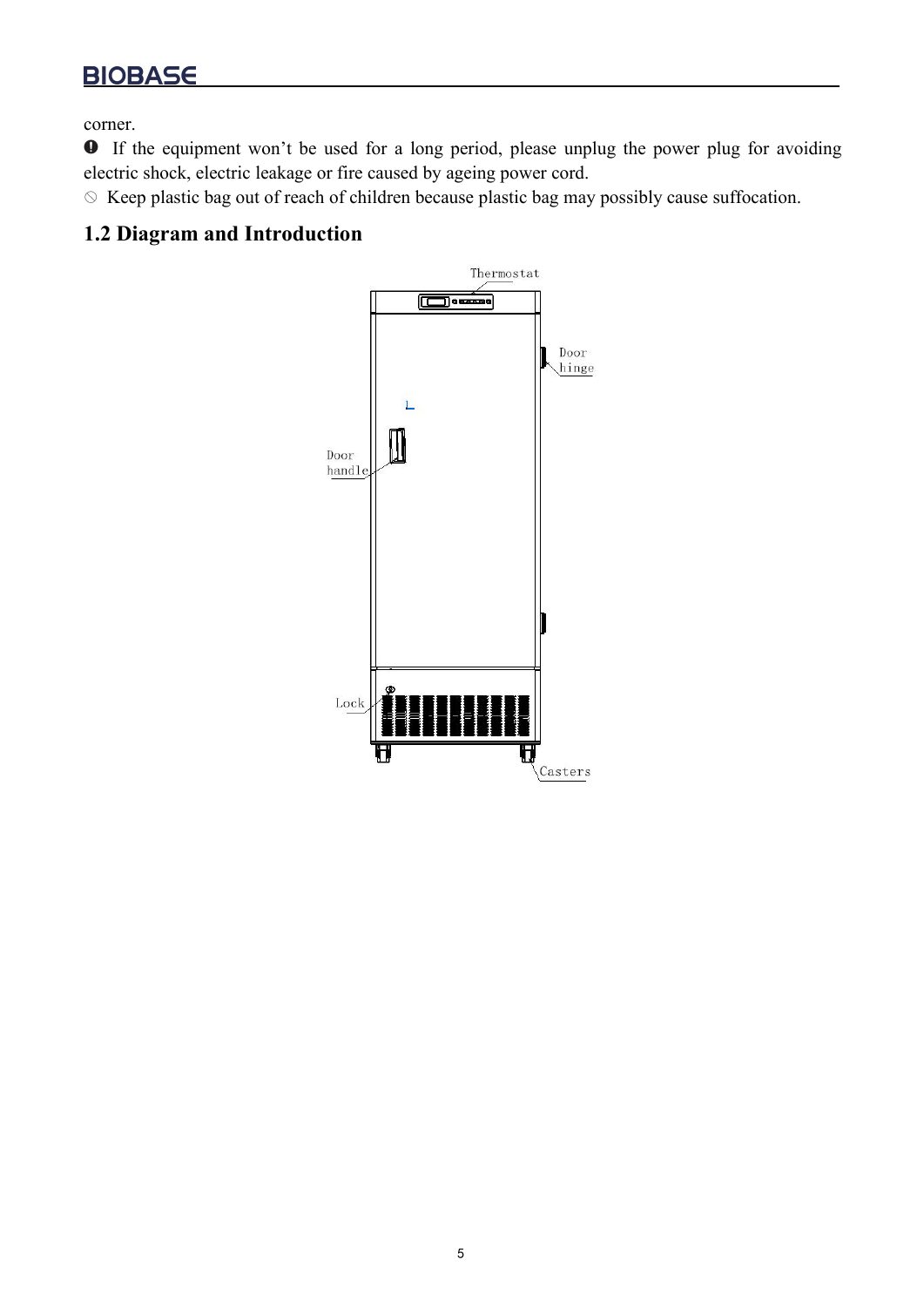corner.

❶ If the equipment won't be used for a long period, please unplug the power plug for avoiding electric shock, electric leakage or fire caused by ageing power cord.

⦸ Keep plastic bag out of reach of children because plastic bag may possibly cause suffocation.

## 1.2 Diagram and Introduction

Thermostat

Door hinge

Door handle

Lock

Casters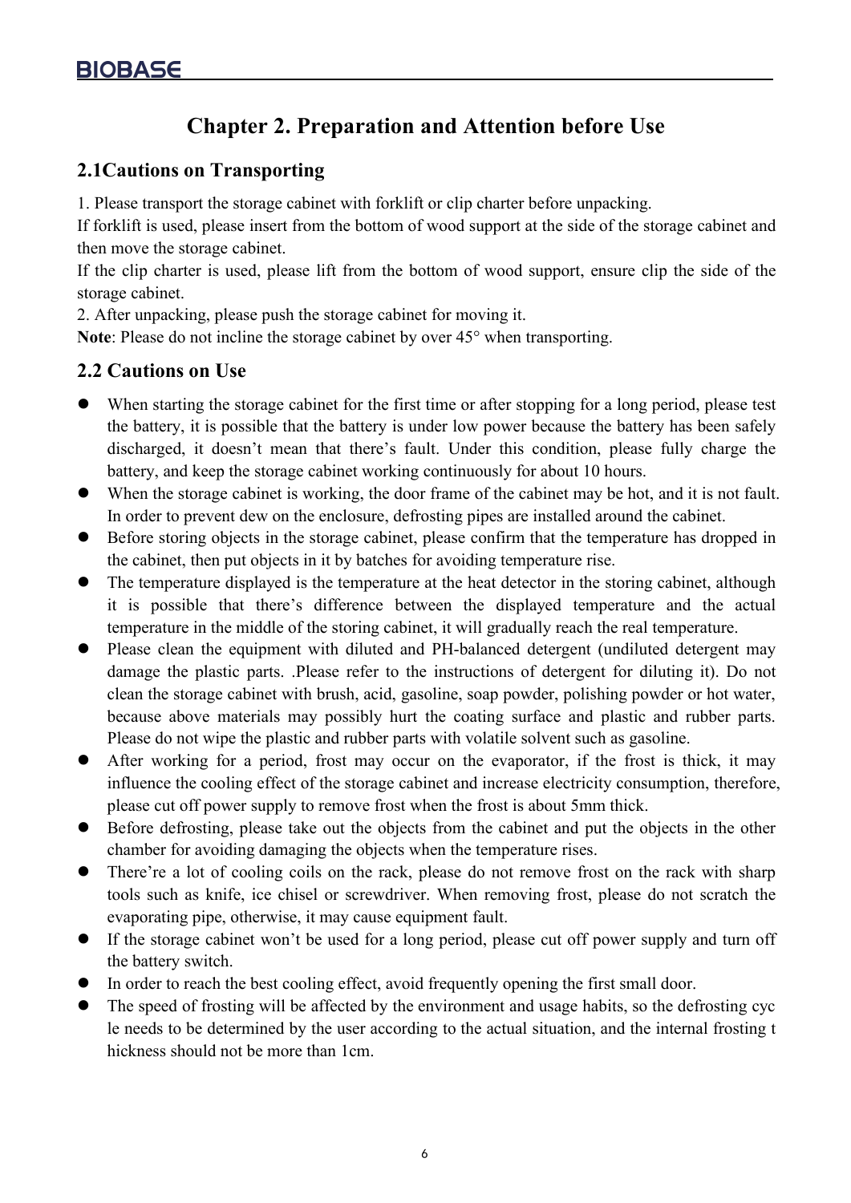# Chapter 2. Preparation and Attention before Use

## 2.1Cautions on Transporting

1. Please transport the storage cabinet with forklift or clip charter before unpacking.

If forklift is used, please insert from the bottom of wood support at the side of the storage cabinet and then move the storage cabinet.

If the clip charter is used, please lift from the bottom of wood support, ensure clip the side of the storage cabinet.

2. After unpacking, please push the storage cabinet for moving it.

**Note**: Please do not incline the storage cabinet by over 45° when transporting.

## 2.2 Cautions on Use

- When starting the storage cabinet for the first time or after stopping for a long period, please test the battery, it is possible that the battery is under low power because the battery has been safely discharged, it doesn't mean that there's fault. Under this condition, please fully charge the battery, and keep the storage cabinet working continuously for about 10 hours.
- When the storage cabinet is working, the door frame of the cabinet may be hot, and it is not fault. In order to prevent dew on the enclosure, defrosting pipes are installed around the cabinet.
- Before storing objects in the storage cabinet, please confirm that the temperature has dropped in the cabinet, then put objects in it by batches for avoiding temperature rise.
- The temperature displayed is the temperature at the heat detector in the storing cabinet, although it is possible that there's difference between the displayed temperature and the actual temperature in the middle of the storing cabinet, it will gradually reach the real temperature.
- Please clean the equipment with diluted and PH-balanced detergent (undiluted detergent may damage the plastic parts. .Please refer to the instructions of detergent for diluting it). Do not clean the storage cabinet with brush, acid, gasoline, soap powder, polishing powder or hot water, because above materials may possibly hurt the coating surface and plastic and rubber parts. Please do not wipe the plastic and rubber parts with volatile solvent such as gasoline.
- After working for a period, frost may occur on the evaporator, if the frost is thick, it may influence the cooling effect of the storage cabinet and increase electricity consumption, therefore, please cut off power supply to remove frost when the frost is about 5mm thick.
- Before defrosting, please take out the objects from the cabinet and put the objects in the other chamber for avoiding damaging the objects when the temperature rises.
- There're a lot of cooling coils on the rack, please do not remove frost on the rack with sharp tools such as knife, ice chisel or screwdriver. When removing frost, please do not scratch the evaporating pipe, otherwise, it may cause equipment fault.
- If the storage cabinet won't be used for a long period, please cut off power supply and turn off the battery switch.
- In order to reach the best cooling effect, avoid frequently opening the first small door.
- The speed of frosting will be affected by the environment and usage habits, so the defrosting cycle needs to be determined by the user according to the actual situation, and the internal frosting thickness should not be more than 1cm.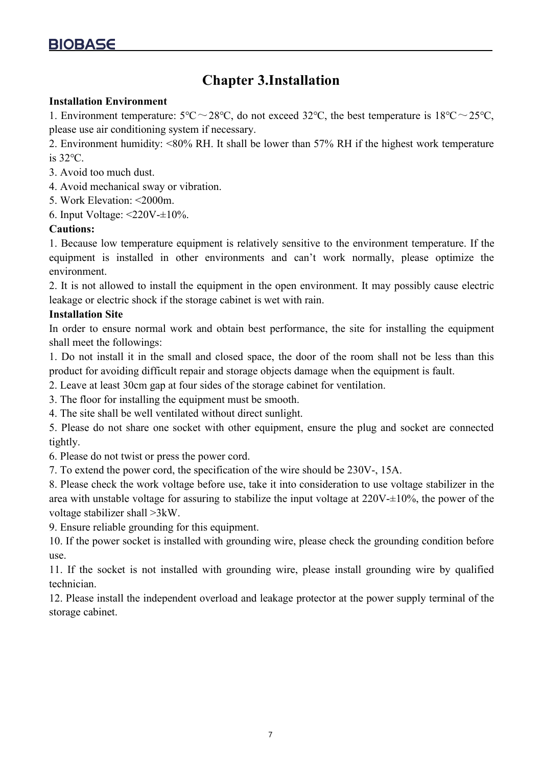# Chapter 3.Installation

**Installation Environment**

1. Environment temperature: 5℃～28℃, do not exceed 32℃, the best temperature is 18℃～25℃, please use air conditioning system if necessary.
2. Environment humidity: <80% RH. It shall be lower than 57% RH if the highest work temperature is 32℃.
3. Avoid too much dust.
4. Avoid mechanical sway or vibration.
5. Work Elevation: <2000m.
6. Input Voltage: <220V-±10%.

**Cautions:**

1. Because low temperature equipment is relatively sensitive to the environment temperature. If the equipment is installed in other environments and can't work normally, please optimize the environment.
2. It is not allowed to install the equipment in the open environment. It may possibly cause electric leakage or electric shock if the storage cabinet is wet with rain.

**Installation Site**

In order to ensure normal work and obtain best performance, the site for installing the equipment shall meet the followings:

1. Do not install it in the small and closed space, the door of the room shall not be less than this product for avoiding difficult repair and storage objects damage when the equipment is fault.
2. Leave at least 30cm gap at four sides of the storage cabinet for ventilation.
3. The floor for installing the equipment must be smooth.
4. The site shall be well ventilated without direct sunlight.
5. Please do not share one socket with other equipment, ensure the plug and socket are connected tightly.
6. Please do not twist or press the power cord.
7. To extend the power cord, the specification of the wire should be 230V-, 15A.
8. Please check the work voltage before use, take it into consideration to use voltage stabilizer in the area with unstable voltage for assuring to stabilize the input voltage at 220V-±10%, the power of the voltage stabilizer shall >3kW.
9. Ensure reliable grounding for this equipment.
10. If the power socket is installed with grounding wire, please check the grounding condition before use.
11. If the socket is not installed with grounding wire, please install grounding wire by qualified technician.
12. Please install the independent overload and leakage protector at the power supply terminal of the storage cabinet.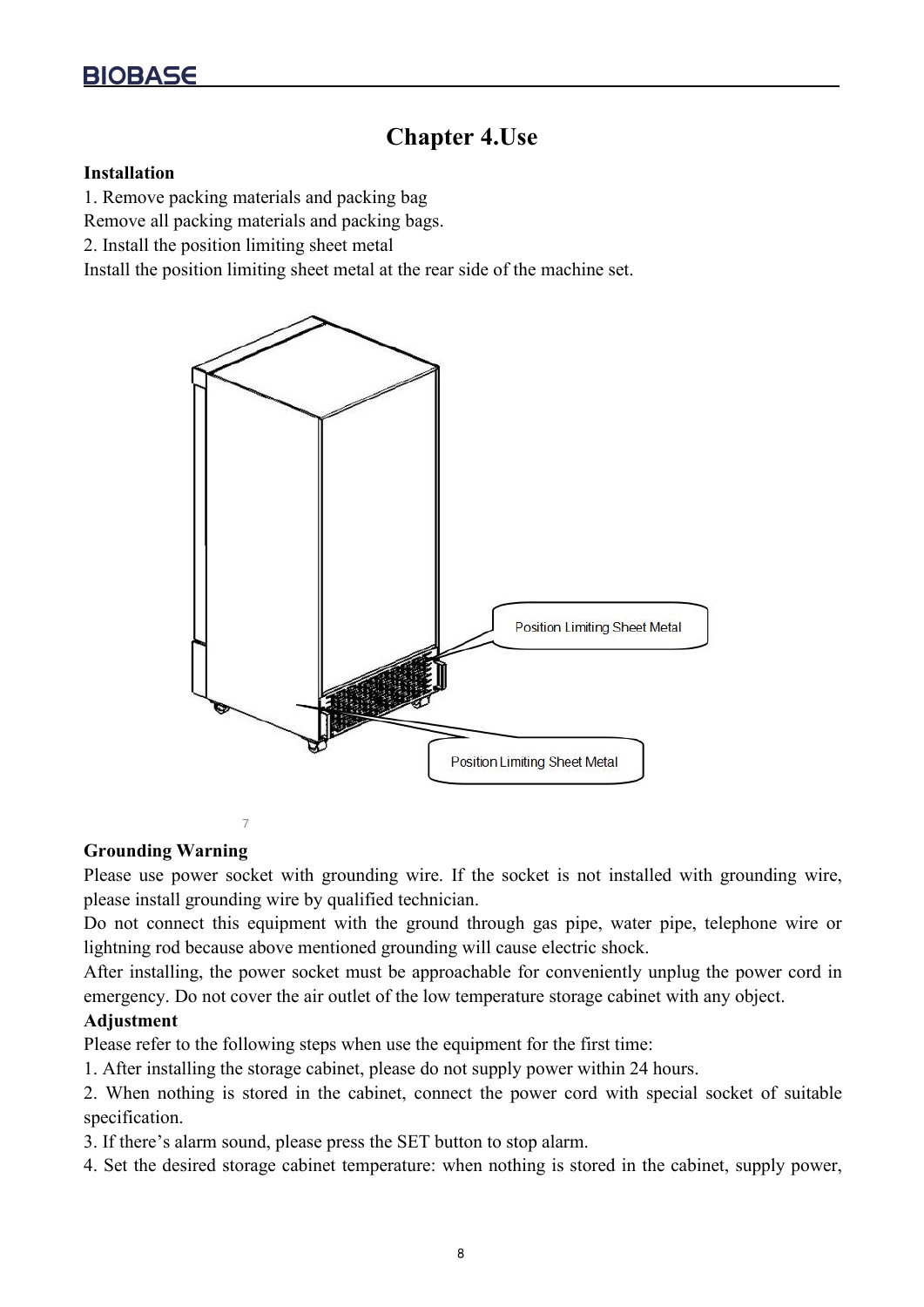# Chapter 4.Use

**Installation**

1. Remove packing materials and packing bag

Remove all packing materials and packing bags.

2. Install the position limiting sheet metal

Install the position limiting sheet metal at the rear side of the machine set.

**Grounding Warning**

Please use power socket with grounding wire. If the socket is not installed with grounding wire, please install grounding wire by qualified technician.

Do not connect this equipment with the ground through gas pipe, water pipe, telephone wire or lightning rod because above mentioned grounding will cause electric shock.

After installing, the power socket must be approachable for conveniently unplug the power cord in emergency. Do not cover the air outlet of the low temperature storage cabinet with any object.

**Adjustment**

Please refer to the following steps when use the equipment for the first time:

1. After installing the storage cabinet, please do not supply power within 24 hours.
2. When nothing is stored in the cabinet, connect the power cord with special socket of suitable specification.
3. If there's alarm sound, please press the SET button to stop alarm.
4. Set the desired storage cabinet temperature: when nothing is stored in the cabinet, supply power,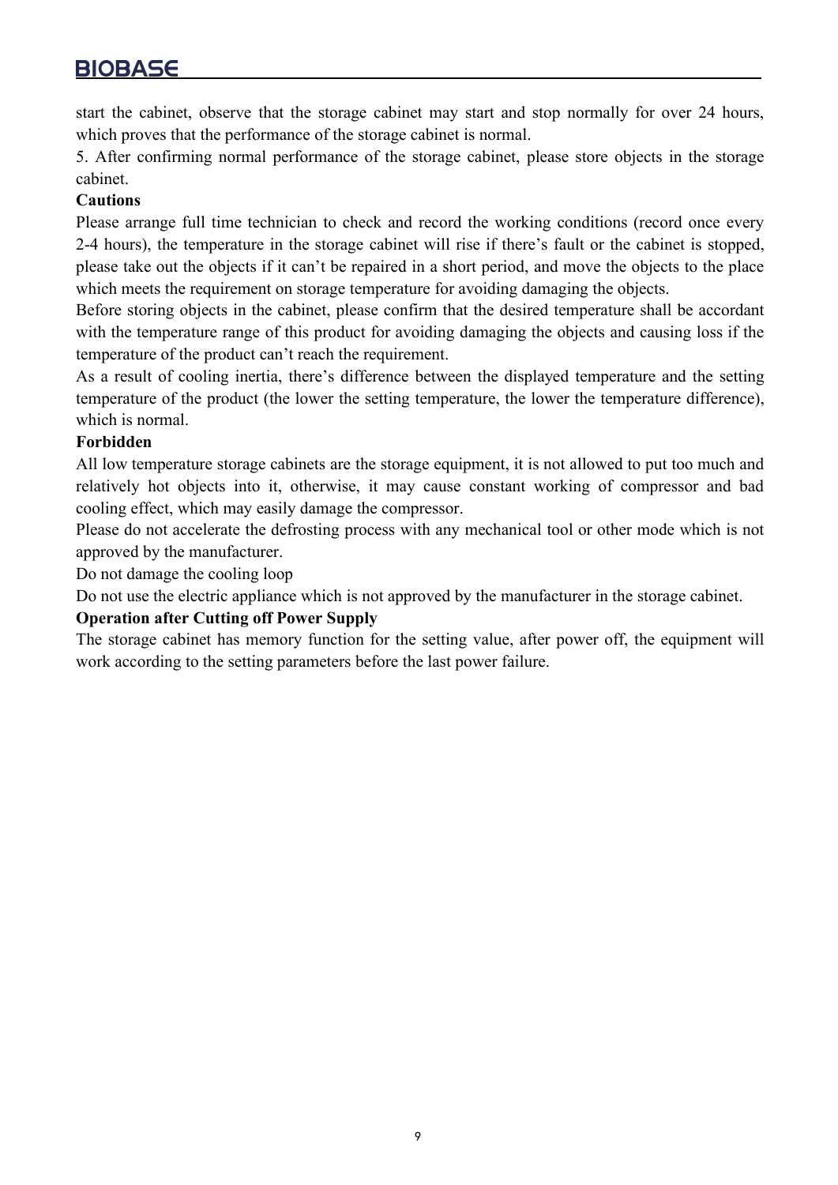start the cabinet, observe that the storage cabinet may start and stop normally for over 24 hours, which proves that the performance of the storage cabinet is normal.

5. After confirming normal performance of the storage cabinet, please store objects in the storage cabinet.

**Cautions**

Please arrange full time technician to check and record the working conditions (record once every 2-4 hours), the temperature in the storage cabinet will rise if there's fault or the cabinet is stopped, please take out the objects if it can't be repaired in a short period, and move the objects to the place which meets the requirement on storage temperature for avoiding damaging the objects.

Before storing objects in the cabinet, please confirm that the desired temperature shall be accordant with the temperature range of this product for avoiding damaging the objects and causing loss if the temperature of the product can't reach the requirement.

As a result of cooling inertia, there's difference between the displayed temperature and the setting temperature of the product (the lower the setting temperature, the lower the temperature difference), which is normal.

**Forbidden**

All low temperature storage cabinets are the storage equipment, it is not allowed to put too much and relatively hot objects into it, otherwise, it may cause constant working of compressor and bad cooling effect, which may easily damage the compressor.

Please do not accelerate the defrosting process with any mechanical tool or other mode which is not approved by the manufacturer.

Do not damage the cooling loop

Do not use the electric appliance which is not approved by the manufacturer in the storage cabinet.

**Operation after Cutting off Power Supply**

The storage cabinet has memory function for the setting value, after power off, the equipment will work according to the setting parameters before the last power failure.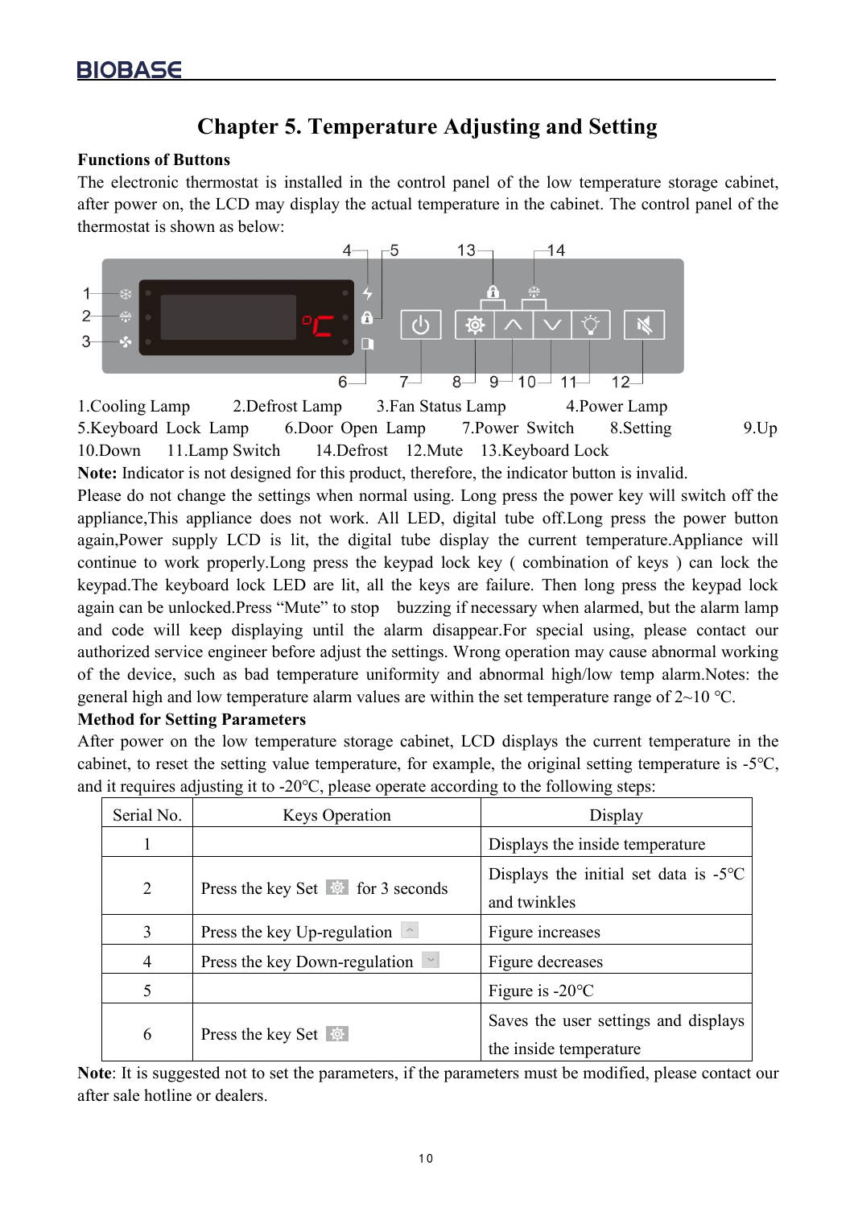# Chapter 5. Temperature Adjusting and Setting

**Functions of Buttons**

The electronic thermostat is installed in the control panel of the low temperature storage cabinet, after power on, the LCD may display the actual temperature in the cabinet. The control panel of the thermostat is shown as below:

1.Cooling Lamp 2.Defrost Lamp 3.Fan Status Lamp 4.Power Lamp
5.Keyboard Lock Lamp 6.Door Open Lamp 7.Power Switch 8.Setting 9.Up
10.Down 11.Lamp Switch 14.Defrost 12.Mute 13.Keyboard Lock

**Note:** Indicator is not designed for this product, therefore, the indicator button is invalid.

Please do not change the settings when normal using. Long press the power key will switch off the appliance,This appliance does not work. All LED, digital tube off.Long press the power button again,Power supply LCD is lit, the digital tube display the current temperature.Appliance will continue to work properly.Long press the keypad lock key ( combination of keys ) can lock the keypad.The keyboard lock LED are lit, all the keys are failure. Then long press the keypad lock again can be unlocked.Press "Mute" to stop buzzing if necessary when alarmed, but the alarm lamp and code will keep displaying until the alarm disappear.For special using, please contact our authorized service engineer before adjust the settings. Wrong operation may cause abnormal working of the device, such as bad temperature uniformity and abnormal high/low temp alarm.Notes: the general high and low temperature alarm values are within the set temperature range of 2~10 ℃.

**Method for Setting Parameters**

After power on the low temperature storage cabinet, LCD displays the current temperature in the cabinet, to reset the setting value temperature, for example, the original setting temperature is -5℃, and it requires adjusting it to -20℃, please operate according to the following steps:

| Serial No. | Keys Operation | Display |
| --- | --- | --- |
| 1 | | Displays the inside temperature |
| 2 | Press the key Set for 3 seconds | Displays the initial set data is -5℃ and twinkles |
| 3 | Press the key Up-regulation | Figure increases |
| 4 | Press the key Down-regulation | Figure decreases |
| 5 | | Figure is -20℃ |
| 6 | Press the key Set | Saves the user settings and displays the inside temperature |

**Note**: It is suggested not to set the parameters, if the parameters must be modified, please contact our after sale hotline or dealers.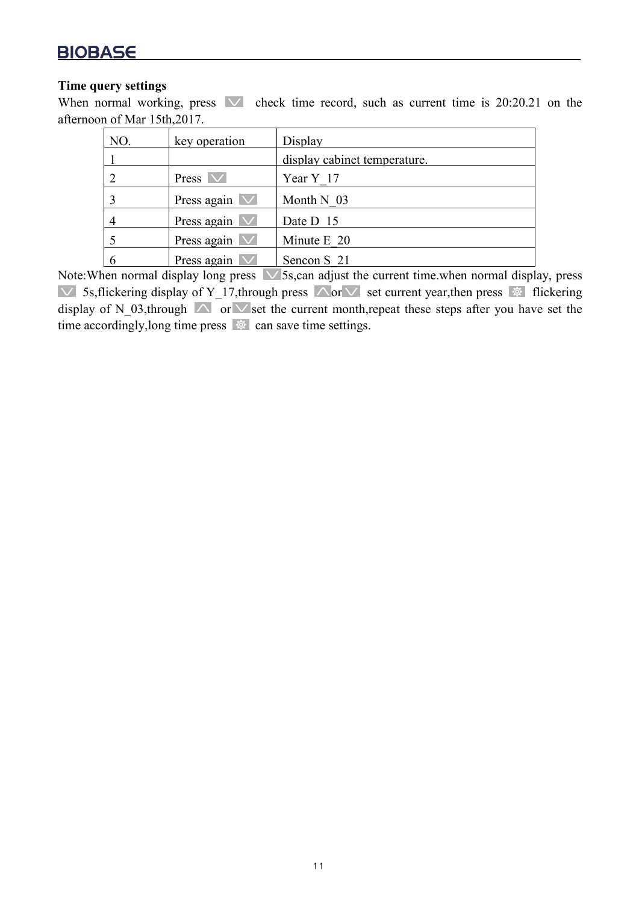**Time query settings**

When normal working, press check time record, such as current time is 20:20.21 on the afternoon of Mar 15th,2017.

| NO. | key operation | Display |
|---|---|---|
| 1 | | display cabinet temperature. |
| 2 | Press | Year Y_17 |
| 3 | Press again | Month N_03 |
| 4 | Press again | Date D_15 |
| 5 | Press again | Minute E_20 |
| 6 | Press again | Sencon S_21 |

Note:When normal display long press 5s,can adjust the current time.when normal display, press 5s,flickering display of Y_17,through press or set current year,then press flickering display of N_03,through or set the current month,repeat these steps after you have set the time accordingly,long time press can save time settings.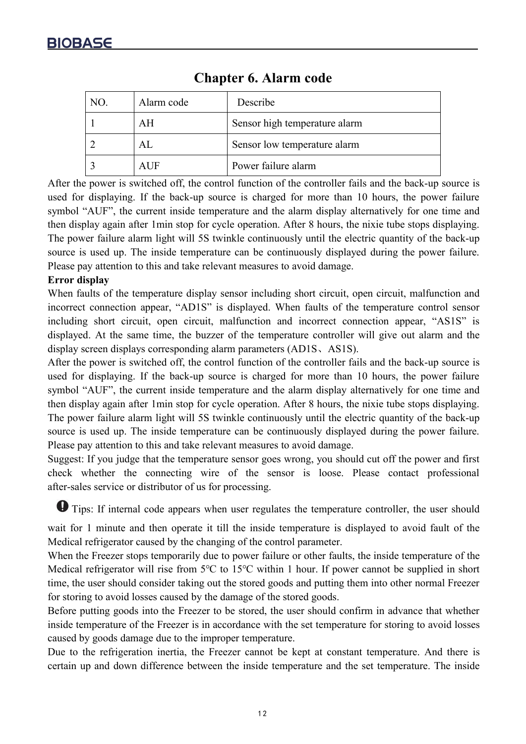# Chapter 6. Alarm code

| NO. | Alarm code | Describe |
|---|---|---|
| 1 | AH | Sensor high temperature alarm |
| 2 | AL | Sensor low temperature alarm |
| 3 | AUF | Power failure alarm |

After the power is switched off, the control function of the controller fails and the back-up source is used for displaying. If the back-up source is charged for more than 10 hours, the power failure symbol "AUF", the current inside temperature and the alarm display alternatively for one time and then display again after 1min stop for cycle operation. After 8 hours, the nixie tube stops displaying. The power failure alarm light will 5S twinkle continuously until the electric quantity of the back-up source is used up. The inside temperature can be continuously displayed during the power failure. Please pay attention to this and take relevant measures to avoid damage.

**Error display**

When faults of the temperature display sensor including short circuit, open circuit, malfunction and incorrect connection appear, "AD1S" is displayed. When faults of the temperature control sensor including short circuit, open circuit, malfunction and incorrect connection appear, "AS1S" is displayed. At the same time, the buzzer of the temperature controller will give out alarm and the display screen displays corresponding alarm parameters (AD1S、AS1S).

After the power is switched off, the control function of the controller fails and the back-up source is used for displaying. If the back-up source is charged for more than 10 hours, the power failure symbol "AUF", the current inside temperature and the alarm display alternatively for one time and then display again after 1min stop for cycle operation. After 8 hours, the nixie tube stops displaying. The power failure alarm light will 5S twinkle continuously until the electric quantity of the back-up source is used up. The inside temperature can be continuously displayed during the power failure. Please pay attention to this and take relevant measures to avoid damage.

Suggest: If you judge that the temperature sensor goes wrong, you should cut off the power and first check whether the connecting wire of the sensor is loose. Please contact professional after-sales service or distributor of us for processing.

Tips: If internal code appears when user regulates the temperature controller, the user should wait for 1 minute and then operate it till the inside temperature is displayed to avoid fault of the Medical refrigerator caused by the changing of the control parameter.

When the Freezer stops temporarily due to power failure or other faults, the inside temperature of the Medical refrigerator will rise from 5℃ to 15℃ within 1 hour. If power cannot be supplied in short time, the user should consider taking out the stored goods and putting them into other normal Freezer for storing to avoid losses caused by the damage of the stored goods.

Before putting goods into the Freezer to be stored, the user should confirm in advance that whether inside temperature of the Freezer is in accordance with the set temperature for storing to avoid losses caused by goods damage due to the improper temperature.

Due to the refrigeration inertia, the Freezer cannot be kept at constant temperature. And there is certain up and down difference between the inside temperature and the set temperature. The inside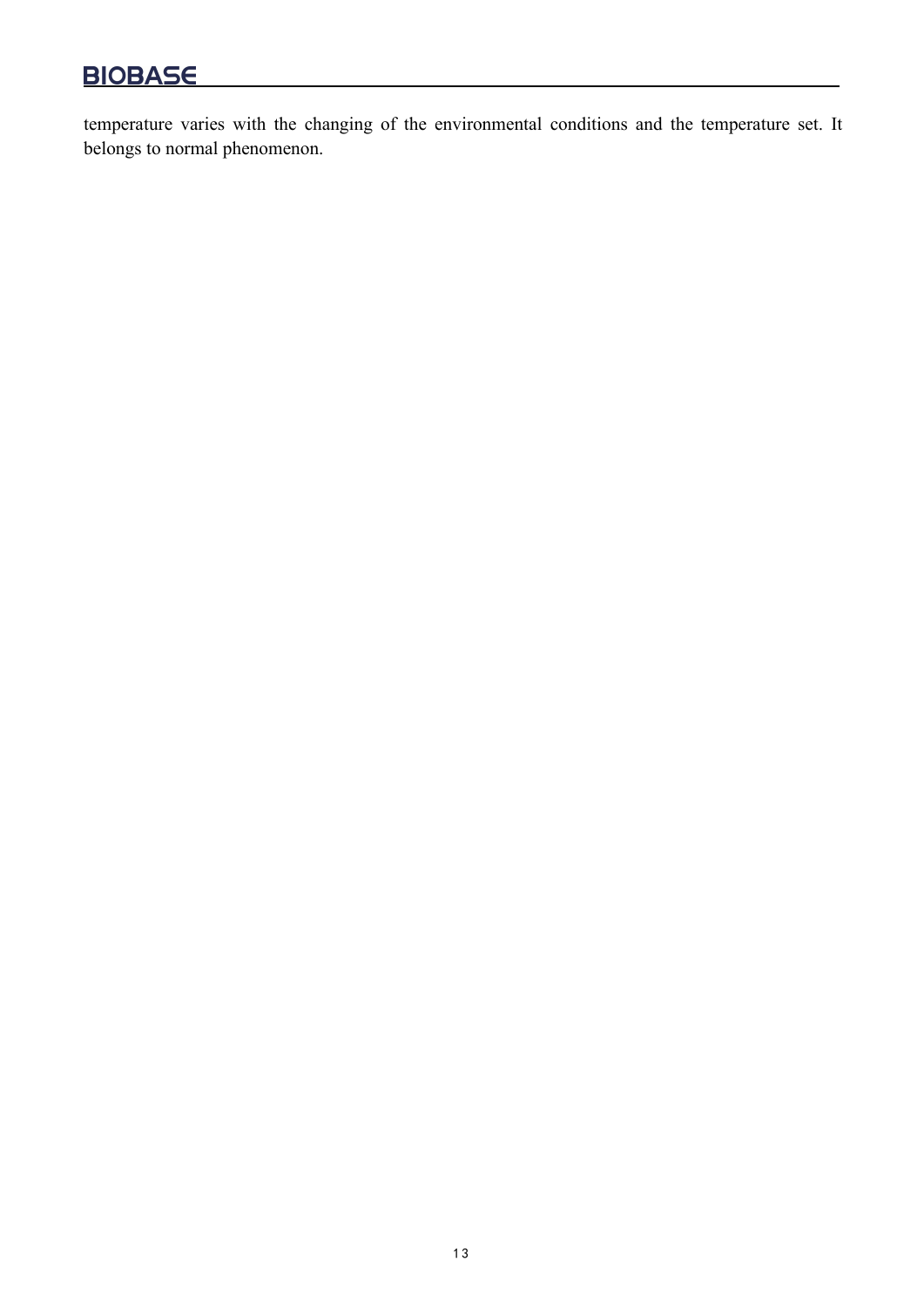temperature varies with the changing of the environmental conditions and the temperature set. It belongs to normal phenomenon.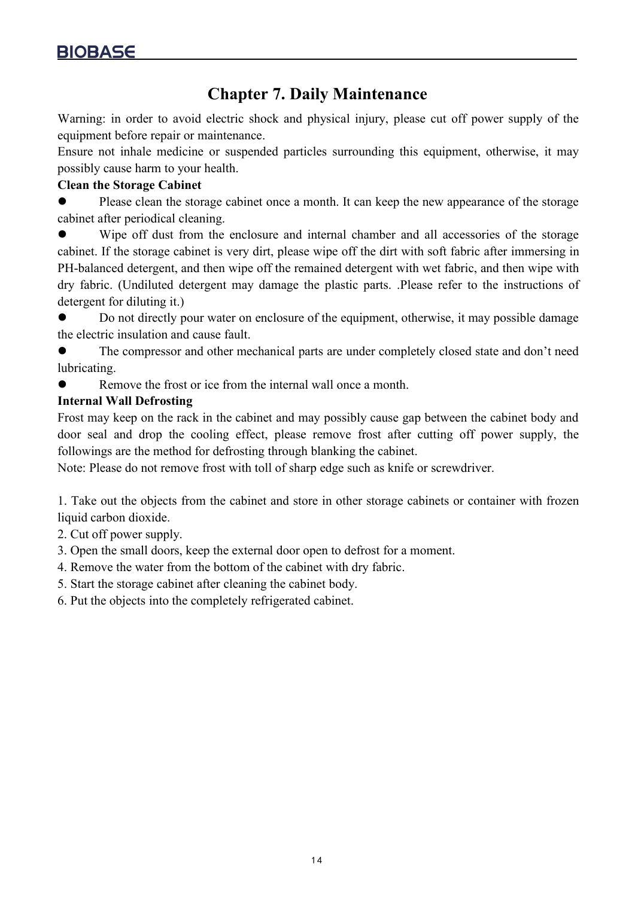# Chapter 7. Daily Maintenance

Warning: in order to avoid electric shock and physical injury, please cut off power supply of the equipment before repair or maintenance.

Ensure not inhale medicine or suspended particles surrounding this equipment, otherwise, it may possibly cause harm to your health.

**Clean the Storage Cabinet**

- Please clean the storage cabinet once a month. It can keep the new appearance of the storage cabinet after periodical cleaning.
- Wipe off dust from the enclosure and internal chamber and all accessories of the storage cabinet. If the storage cabinet is very dirt, please wipe off the dirt with soft fabric after immersing in PH-balanced detergent, and then wipe off the remained detergent with wet fabric, and then wipe with dry fabric. (Undiluted detergent may damage the plastic parts. .Please refer to the instructions of detergent for diluting it.)
- Do not directly pour water on enclosure of the equipment, otherwise, it may possible damage the electric insulation and cause fault.
- The compressor and other mechanical parts are under completely closed state and don’t need lubricating.
- Remove the frost or ice from the internal wall once a month.

**Internal Wall Defrosting**

Frost may keep on the rack in the cabinet and may possibly cause gap between the cabinet body and door seal and drop the cooling effect, please remove frost after cutting off power supply, the followings are the method for defrosting through blanking the cabinet.

Note: Please do not remove frost with toll of sharp edge such as knife or screwdriver.

1. Take out the objects from the cabinet and store in other storage cabinets or container with frozen liquid carbon dioxide.
2. Cut off power supply.
3. Open the small doors, keep the external door open to defrost for a moment.
4. Remove the water from the bottom of the cabinet with dry fabric.
5. Start the storage cabinet after cleaning the cabinet body.
6. Put the objects into the completely refrigerated cabinet.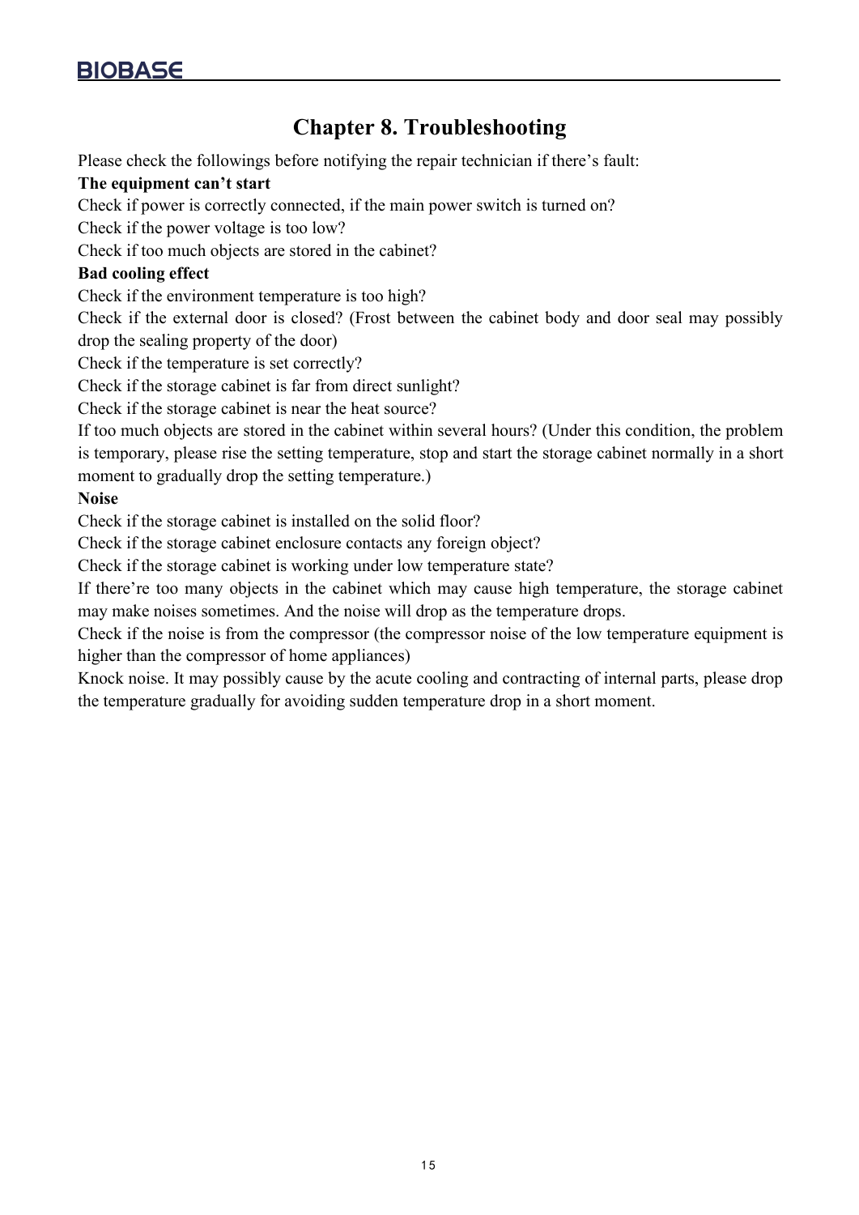# Chapter 8. Troubleshooting

Please check the followings before notifying the repair technician if there's fault:

**The equipment can't start**

Check if power is correctly connected, if the main power switch is turned on?

Check if the power voltage is too low?

Check if too much objects are stored in the cabinet?

**Bad cooling effect**

Check if the environment temperature is too high?

Check if the external door is closed? (Frost between the cabinet body and door seal may possibly drop the sealing property of the door)

Check if the temperature is set correctly?

Check if the storage cabinet is far from direct sunlight?

Check if the storage cabinet is near the heat source?

If too much objects are stored in the cabinet within several hours? (Under this condition, the problem is temporary, please rise the setting temperature, stop and start the storage cabinet normally in a short moment to gradually drop the setting temperature.)

**Noise**

Check if the storage cabinet is installed on the solid floor?

Check if the storage cabinet enclosure contacts any foreign object?

Check if the storage cabinet is working under low temperature state?

If there're too many objects in the cabinet which may cause high temperature, the storage cabinet may make noises sometimes. And the noise will drop as the temperature drops.

Check if the noise is from the compressor (the compressor noise of the low temperature equipment is higher than the compressor of home appliances)

Knock noise. It may possibly cause by the acute cooling and contracting of internal parts, please drop the temperature gradually for avoiding sudden temperature drop in a short moment.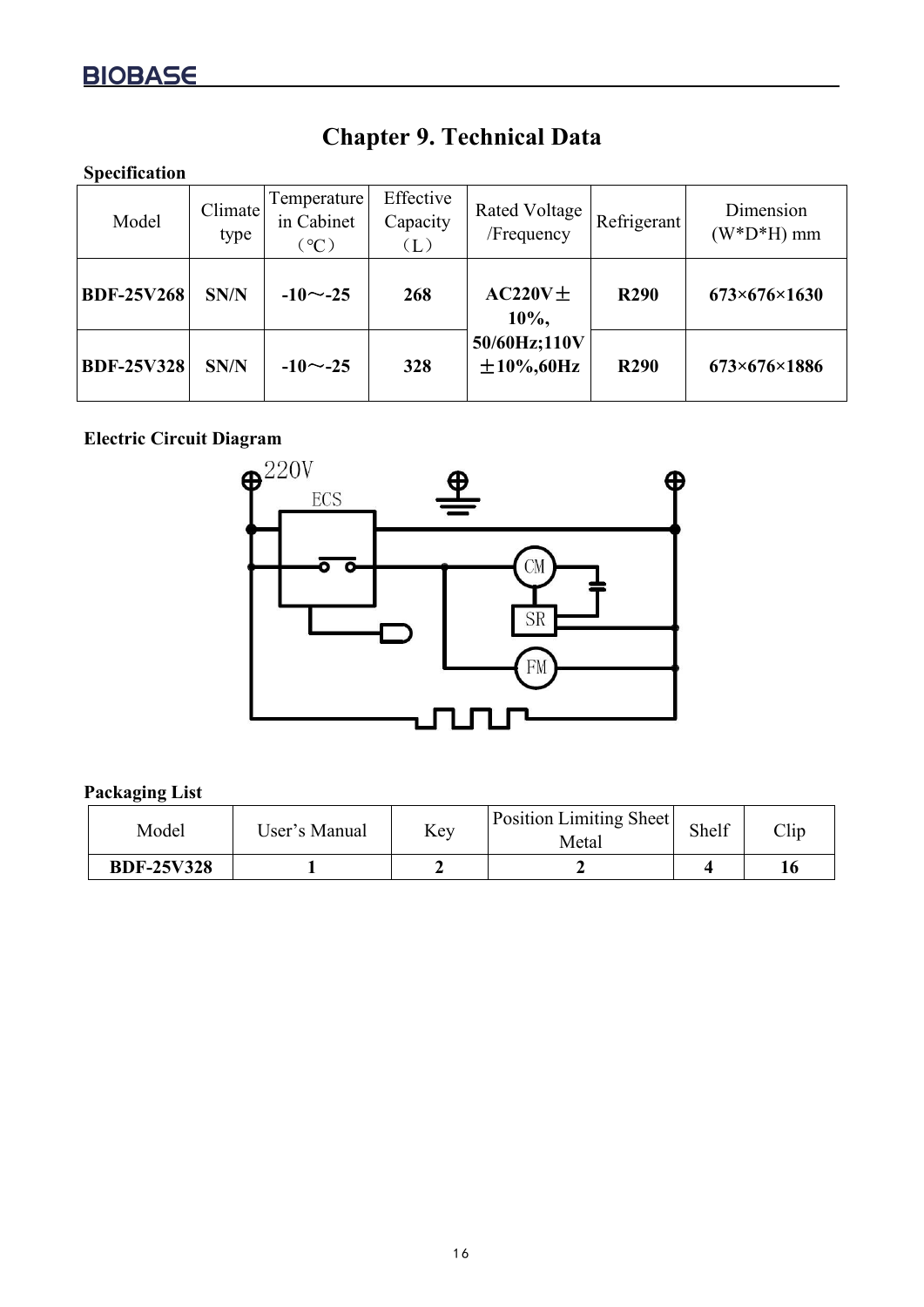# Chapter 9. Technical Data

**Specification**

| Model | Climate type | Temperature in Cabinet （℃） | Effective Capacity （L） | Rated Voltage /Frequency | Refrigerant | Dimension (W*D*H) mm |
|---|---|---|---|---|---|---|
| **BDF-25V268** | **SN/N** | **-10～-25** | **268** | **AC220V±10%, 50/60Hz;110V ±10%,60Hz** | **R290** | **673×676×1630** |
| **BDF-25V328** | **SN/N** | **-10～-25** | **328** | | **R290** | **673×676×1886** |

**Electric Circuit Diagram**

**Packaging List**

| Model | User's Manual | Key | Position Limiting Sheet Metal | Shelf | Clip |
|---|---|---|---|---|---|
| **BDF-25V328** | **1** | **2** | **2** | **4** | **16** |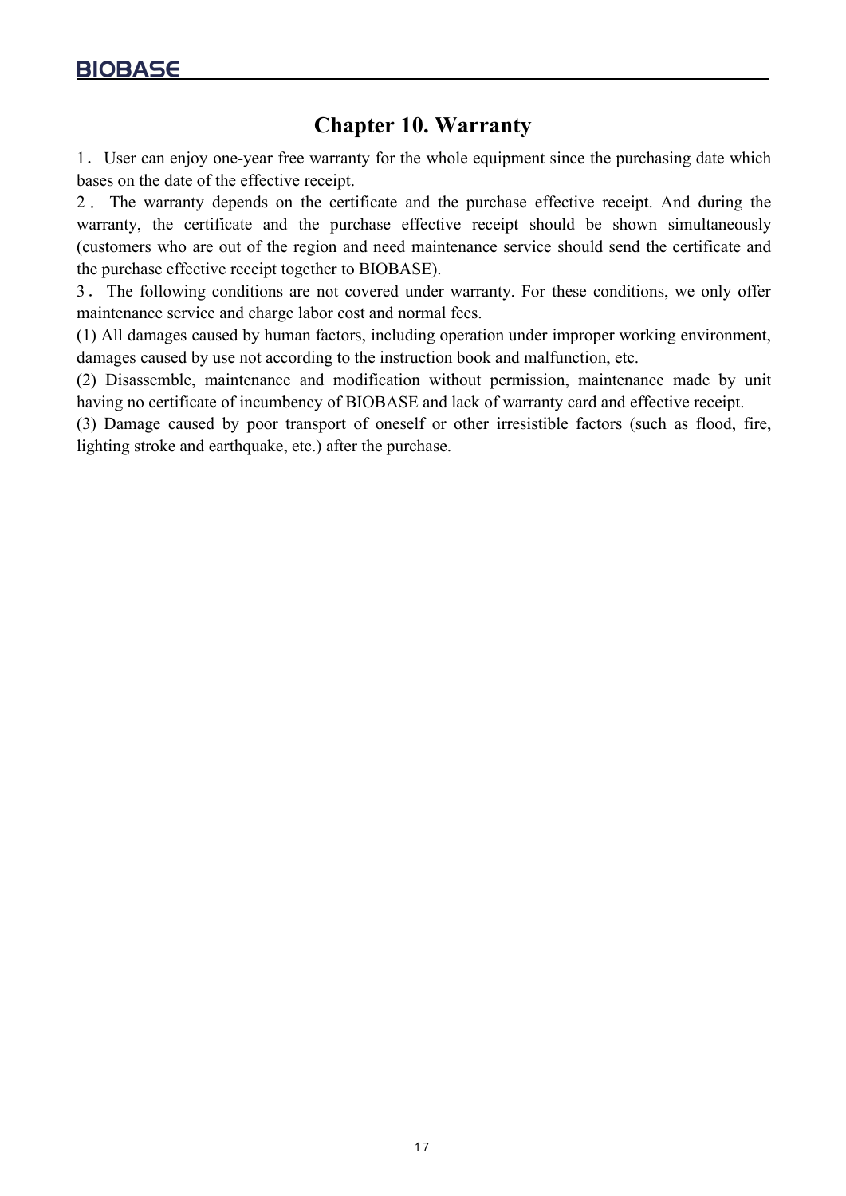# Chapter 10. Warranty

1．User can enjoy one-year free warranty for the whole equipment since the purchasing date which bases on the date of the effective receipt.

2．The warranty depends on the certificate and the purchase effective receipt. And during the warranty, the certificate and the purchase effective receipt should be shown simultaneously (customers who are out of the region and need maintenance service should send the certificate and the purchase effective receipt together to BIOBASE).

3．The following conditions are not covered under warranty. For these conditions, we only offer maintenance service and charge labor cost and normal fees.

(1) All damages caused by human factors, including operation under improper working environment, damages caused by use not according to the instruction book and malfunction, etc.

(2) Disassemble, maintenance and modification without permission, maintenance made by unit having no certificate of incumbency of BIOBASE and lack of warranty card and effective receipt.

(3) Damage caused by poor transport of oneself or other irresistible factors (such as flood, fire, lighting stroke and earthquake, etc.) after the purchase.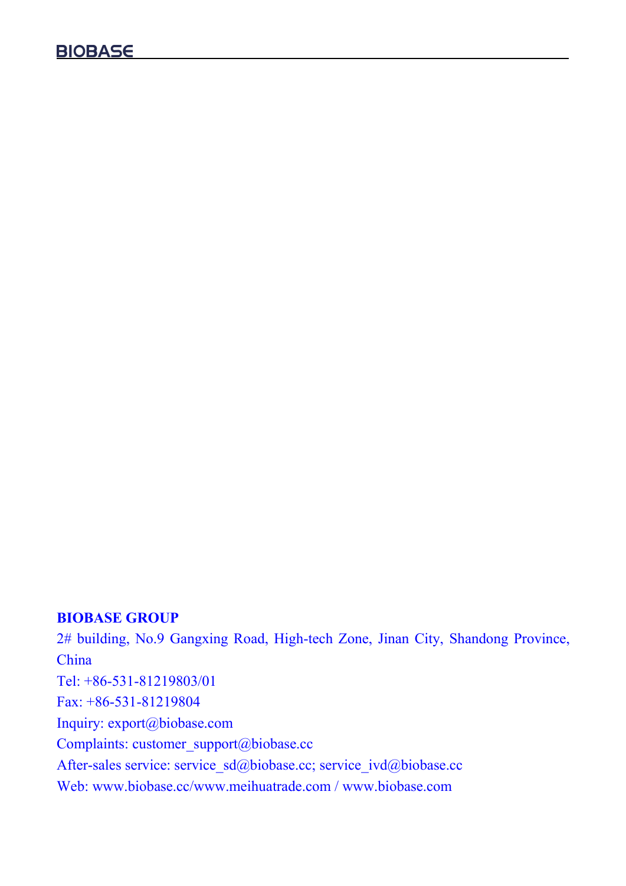**BIOBASE GROUP**

2# building, No.9 Gangxing Road, High-tech Zone, Jinan City, Shandong Province, China

Tel: +86-531-81219803/01

Fax: +86-531-81219804

Inquiry: export@biobase.com

Complaints: customer_support@biobase.cc

After-sales service: service_sd@biobase.cc; service_ivd@biobase.cc

Web: www.biobase.cc/www.meihuatrade.com / www.biobase.com